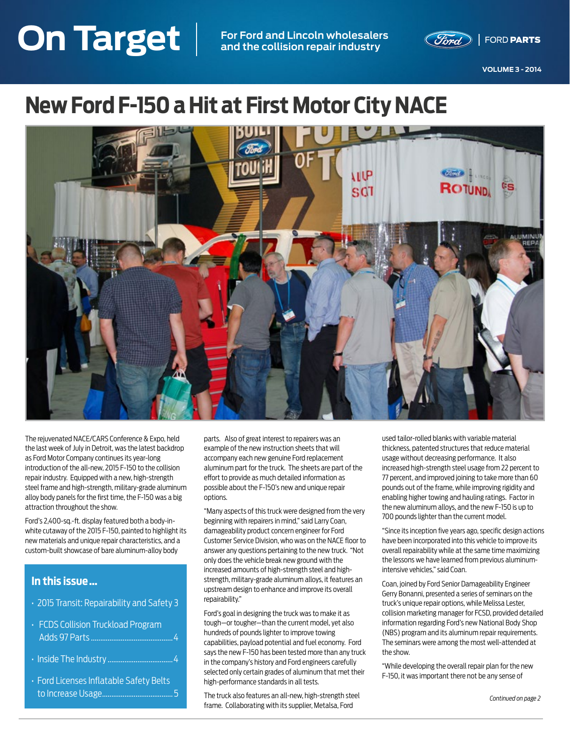# On Target

For Ford and Lincoln wholesalers and the collision repair industry

FORD PARTS

VOLUME 3 - 2014

# New Ford F-150 a Hit at First Motor City NACE

The rejuvenated NACE/CARS Conference & Expo, held the last week of July in Detroit, was the latest backdrop as Ford Motor Company continues its year-long introduction of the all-new, 2015 F-150 to the collision repair industry. Equipped with a new, high-strength steel frame and high-strength, military-grade aluminum alloy body panels for the first time, the F-150 was a big attraction throughout the show.

Ford's 2,400-sq.-ft. display featured both a body-in-white cutaway of the 2015 F-150, painted to highlight its new materials and unique repair characteristics, and a custom-built showcase of bare aluminum-alloy body parts. Also of great interest to repairers was an example of the new instruction sheets that will accompany each new genuine Ford replacement aluminum part for the truck. The sheets are part of the effort to provide as much detailed information as possible about the F-150's new and unique repair options.

"Many aspects of this truck were designed from the very beginning with repairers in mind," said Larry Coan, damageability product concern engineer for Ford Customer Service Division, who was on the NACE floor to answer any questions pertaining to the new truck. "Not only does the vehicle break new ground with the increased amounts of high-strength steel and high-strength, military-grade aluminum alloys, it features an upstream design to enhance and improve its overall repairability."

Ford's goal in designing the truck was to make it as tough—or tougher—than the current model, yet also hundreds of pounds lighter to improve towing capabilities, payload potential and fuel economy. Ford says the new F-150 has been tested more than any truck in the company's history and Ford engineers carefully selected only certain grades of aluminum that met their high-performance standards in all tests.

The truck also features an all-new, high-strength steel frame. Collaborating with its supplier, Metalsa, Ford used tailor-rolled blanks with variable material thickness, patented structures that reduce material usage without decreasing performance. It also increased high-strength steel usage from 22 percent to 77 percent, and improved joining to take more than 60 pounds out of the frame, while improving rigidity and enabling higher towing and hauling ratings. Factor in the new aluminum alloys, and the new F-150 is up to 700 pounds lighter than the current model.

"Since its inception five years ago, specific design actions have been incorporated into this vehicle to improve its overall repairability while at the same time maximizing the lessons we have learned from previous aluminum-intensive vehicles," said Coan.

Coan, joined by Ford Senior Damageability Engineer Gerry Bonanni, presented a series of seminars on the truck's unique repair options, while Melissa Lester, collision marketing manager for FCSD, provided detailed information regarding Ford's new National Body Shop (NBS) program and its aluminum repair requirements. The seminars were among the most well-attended at the show.

"While developing the overall repair plan for the new F-150, it was important there not be any sense of

*Continued on page 2*

## In this issue ...

- 2015 Transit: Repairability and Safety 3
- FCDS Collision Truckload Program Adds 97 Parts 4
- Inside The Industry 4
- Ford Licenses Inflatable Safety Belts to Increase Usage 5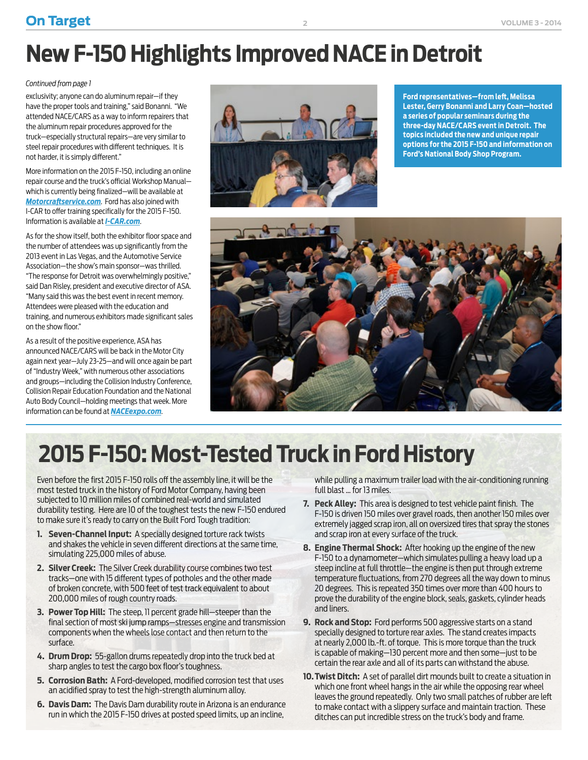# New F-150 Highlights Improved NACE in Detroit

*Continued from page 1*

exclusivity; anyone can do aluminum repair—if they have the proper tools and training," said Bonanni. "We attended NACE/CARS as a way to inform repairers that the aluminum repair procedures approved for the truck—especially structural repairs—are very similar to steel repair procedures with different techniques. It is not harder, it is simply different."

More information on the 2015 F-150, including an online repair course and the truck's official Workshop Manual—which is currently being finalized—will be available at ***Motorcraftservice.com***. Ford has also joined with I-CAR to offer training specifically for the 2015 F-150. Information is available at ***I-CAR.com***.

As for the show itself, both the exhibitor floor space and the number of attendees was up significantly from the 2013 event in Las Vegas, and the Automotive Service Association—the show's main sponsor—was thrilled. "The response for Detroit was overwhelmingly positive," said Dan Risley, president and executive director of ASA. "Many said this was the best event in recent memory. Attendees were pleased with the education and training, and numerous exhibitors made significant sales on the show floor."

As a result of the positive experience, ASA has announced NACE/CARS will be back in the Motor City again next year—July 23-25—and will once again be part of "Industry Week," with numerous other associations and groups—including the Collision Industry Conference, Collision Repair Education Foundation and the National Auto Body Council—holding meetings that week. More information can be found at ***NACEexpo.com***.

**Ford representatives—from left, Melissa Lester, Gerry Bonanni and Larry Coan—hosted a series of popular seminars during the three-day NACE/CARS event in Detroit. The topics included the new and unique repair options for the 2015 F-150 and information on Ford's National Body Shop Program.**

# 2015 F-150: Most-Tested Truck in Ford History

Even before the first 2015 F-150 rolls off the assembly line, it will be the most tested truck in the history of Ford Motor Company, having been subjected to 10 million miles of combined real-world and simulated durability testing. Here are 10 of the toughest tests the new F-150 endured to make sure it's ready to carry on the Built Ford Tough tradition:

1. **Seven-Channel Input:** A specially designed torture rack twists and shakes the vehicle in seven different directions at the same time, simulating 225,000 miles of abuse.
2. **Silver Creek:** The Silver Creek durability course combines two test tracks—one with 15 different types of potholes and the other made of broken concrete, with 500 feet of test track equivalent to about 200,000 miles of rough country roads.
3. **Power Top Hill:** The steep, 11 percent grade hill—steeper than the final section of most ski jump ramps—stresses engine and transmission components when the wheels lose contact and then return to the surface.
4. **Drum Drop:** 55-gallon drums repeatedly drop into the truck bed at sharp angles to test the cargo box floor's toughness.
5. **Corrosion Bath:** A Ford-developed, modified corrosion test that uses an acidified spray to test the high-strength aluminum alloy.
6. **Davis Dam:** The Davis Dam durability route in Arizona is an endurance run in which the 2015 F-150 drives at posted speed limits, up an incline, while pulling a maximum trailer load with the air-conditioning running full blast ... for 13 miles.
7. **Peck Alley:** This area is designed to test vehicle paint finish. The F-150 is driven 150 miles over gravel roads, then another 150 miles over extremely jagged scrap iron, all on oversized tires that spray the stones and scrap iron at every surface of the truck.
8. **Engine Thermal Shock:** After hooking up the engine of the new F-150 to a dynamometer—which simulates pulling a heavy load up a steep incline at full throttle—the engine is then put through extreme temperature fluctuations, from 270 degrees all the way down to minus 20 degrees. This is repeated 350 times over more than 400 hours to prove the durability of the engine block, seals, gaskets, cylinder heads and liners.
9. **Rock and Stop:** Ford performs 500 aggressive starts on a stand specially designed to torture rear axles. The stand creates impacts at nearly 2,000 lb.-ft. of torque. This is more torque than the truck is capable of making—130 percent more and then some—just to be certain the rear axle and all of its parts can withstand the abuse.
10. **Twist Ditch:** A set of parallel dirt mounds built to create a situation in which one front wheel hangs in the air while the opposing rear wheel leaves the ground repeatedly. Only two small patches of rubber are left to make contact with a slippery surface and maintain traction. These ditches can put incredible stress on the truck's body and frame.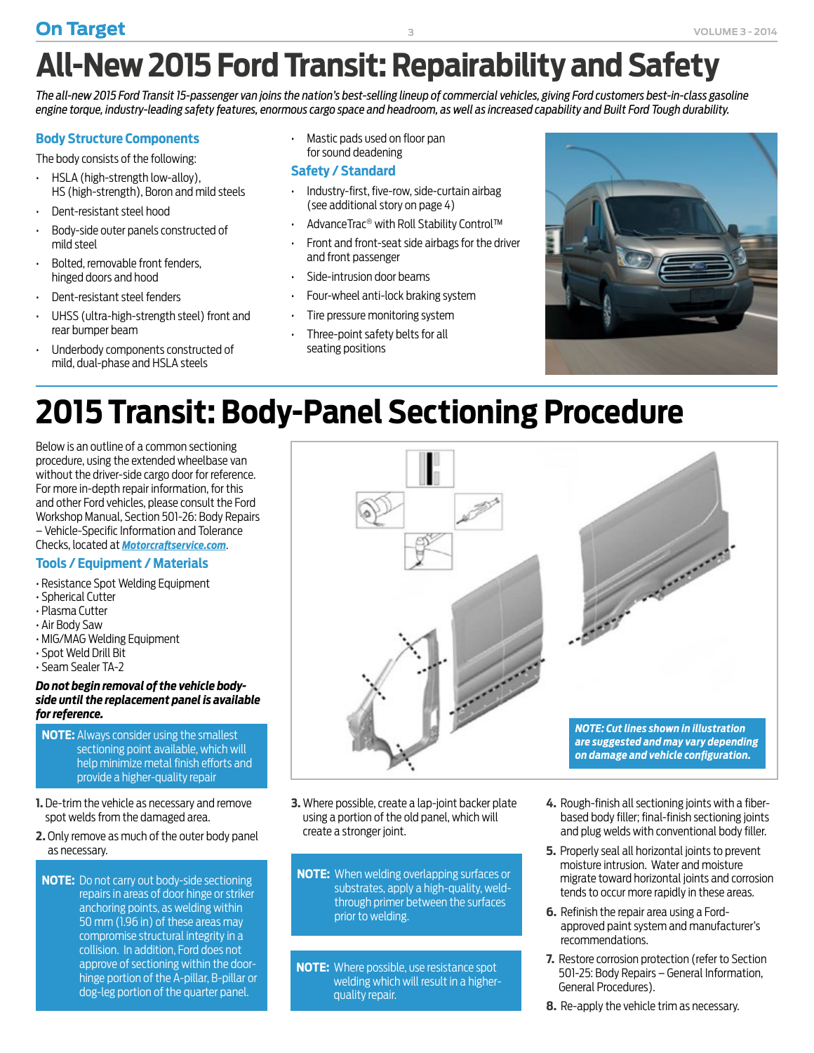# All-New 2015 Ford Transit: Repairability and Safety

*The all-new 2015 Ford Transit 15-passenger van joins the nation's best-selling lineup of commercial vehicles, giving Ford customers best-in-class gasoline engine torque, industry-leading safety features, enormous cargo space and headroom, as well as increased capability and Built Ford Tough durability.*

### Body Structure Components

The body consists of the following:

- HSLA (high-strength low-alloy), HS (high-strength), Boron and mild steels
- Dent-resistant steel hood
- Body-side outer panels constructed of mild steel
- Bolted, removable front fenders, hinged doors and hood
- Dent-resistant steel fenders
- UHSS (ultra-high-strength steel) front and rear bumper beam
- Underbody components constructed of mild, dual-phase and HSLA steels
- Mastic pads used on floor pan for sound deadening

### Safety / Standard

- Industry-first, five-row, side-curtain airbag (see additional story on page 4)
- AdvanceTrac® with Roll Stability Control™
- Front and front-seat side airbags for the driver and front passenger
- Side-intrusion door beams
- Four-wheel anti-lock braking system
- Tire pressure monitoring system
- Three-point safety belts for all seating positions

# 2015 Transit: Body-Panel Sectioning Procedure

Below is an outline of a common sectioning procedure, using the extended wheelbase van without the driver-side cargo door for reference. For more in-depth repair information, for this and other Ford vehicles, please consult the Ford Workshop Manual, Section 501-26: Body Repairs – Vehicle-Specific Information and Tolerance Checks, located at ***Motorcraftservice.com***.

### Tools / Equipment / Materials

- Resistance Spot Welding Equipment
- Spherical Cutter
- Plasma Cutter
- Air Body Saw
- MIG/MAG Welding Equipment
- Spot Weld Drill Bit
- Seam Sealer TA-2

***Do not begin removal of the vehicle body-side until the replacement panel is available for reference.***

**NOTE:** Always consider using the smallest sectioning point available, which will help minimize metal finish efforts and provide a higher-quality repair

***NOTE: Cut lines shown in illustration are suggested and may vary depending on damage and vehicle configuration.***

1. De-trim the vehicle as necessary and remove spot welds from the damaged area.
2. Only remove as much of the outer body panel as necessary.

**NOTE:** Do not carry out body-side sectioning repairs in areas of door hinge or striker anchoring points, as welding within 50 mm (1.96 in) of these areas may compromise structural integrity in a collision. In addition, Ford does not approve of sectioning within the door-hinge portion of the A-pillar, B-pillar or dog-leg portion of the quarter panel.

3. Where possible, create a lap-joint backer plate using a portion of the old panel, which will create a stronger joint.

**NOTE:** When welding overlapping surfaces or substrates, apply a high-quality, weld-through primer between the surfaces prior to welding.

**NOTE:** Where possible, use resistance spot welding which will result in a higher-quality repair.

4. Rough-finish all sectioning joints with a fiber-based body filler; final-finish sectioning joints and plug welds with conventional body filler.
5. Properly seal all horizontal joints to prevent moisture intrusion. Water and moisture migrate toward horizontal joints and corrosion tends to occur more rapidly in these areas.
6. Refinish the repair area using a Ford-approved paint system and manufacturer's recommendations.
7. Restore corrosion protection (refer to Section 501-25: Body Repairs – General Information, General Procedures).
8. Re-apply the vehicle trim as necessary.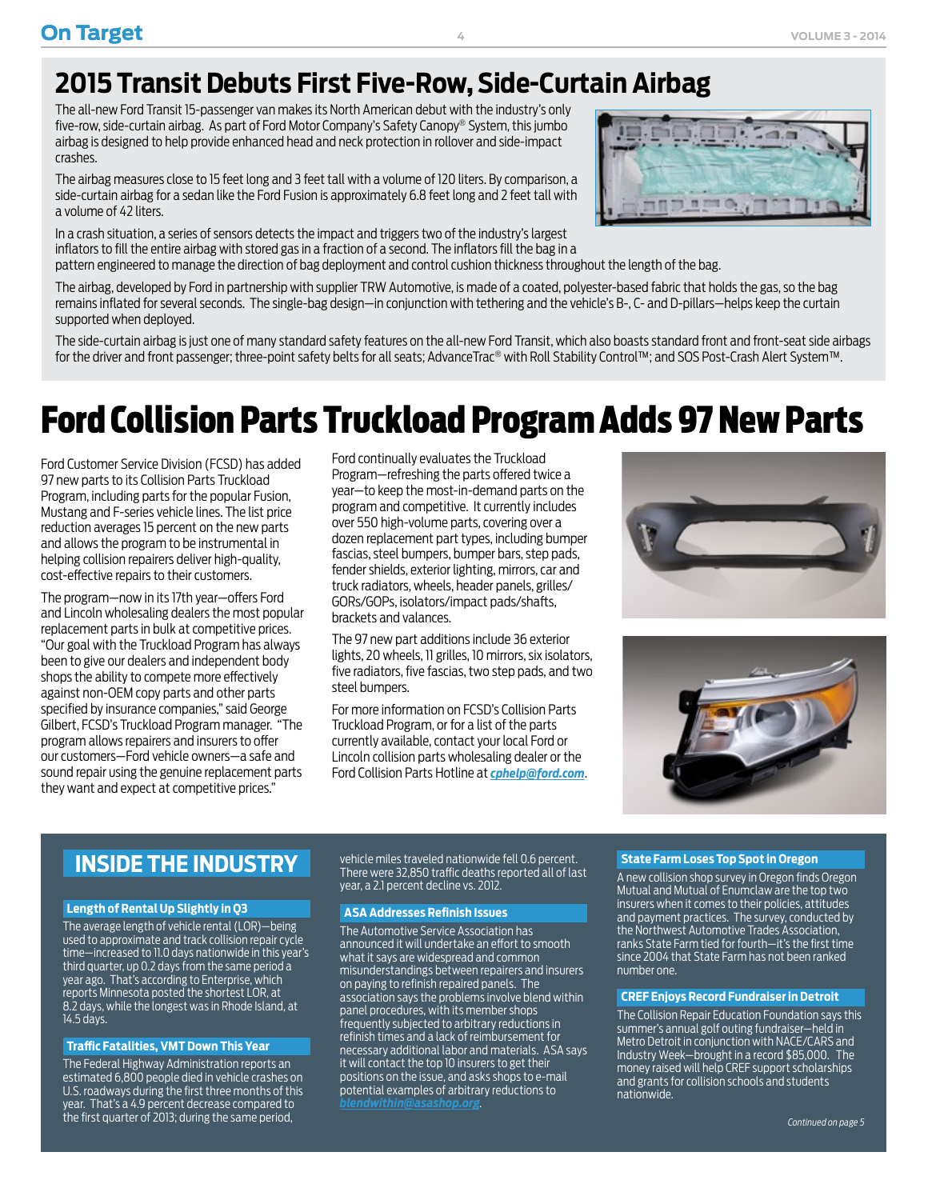# 2015 Transit Debuts First Five-Row, Side-Curtain Airbag

The all-new Ford Transit 15-passenger van makes its North American debut with the industry's only five-row, side-curtain airbag. As part of Ford Motor Company's Safety Canopy® System, this jumbo airbag is designed to help provide enhanced head and neck protection in rollover and side-impact crashes.

The airbag measures close to 15 feet long and 3 feet tall with a volume of 120 liters. By comparison, a side-curtain airbag for a sedan like the Ford Fusion is approximately 6.8 feet long and 2 feet tall with a volume of 42 liters.

In a crash situation, a series of sensors detects the impact and triggers two of the industry's largest inflators to fill the entire airbag with stored gas in a fraction of a second. The inflators fill the bag in a pattern engineered to manage the direction of bag deployment and control cushion thickness throughout the length of the bag.

The airbag, developed by Ford in partnership with supplier TRW Automotive, is made of a coated, polyester-based fabric that holds the gas, so the bag remains inflated for several seconds. The single-bag design—in conjunction with tethering and the vehicle's B-, C- and D-pillars—helps keep the curtain supported when deployed.

The side-curtain airbag is just one of many standard safety features on the all-new Ford Transit, which also boasts standard front and front-seat side airbags for the driver and front passenger; three-point safety belts for all seats; AdvanceTrac® with Roll Stability Control™; and SOS Post-Crash Alert System™.

# Ford Collision Parts Truckload Program Adds 97 New Parts

Ford Customer Service Division (FCSD) has added 97 new parts to its Collision Parts Truckload Program, including parts for the popular Fusion, Mustang and F-series vehicle lines. The list price reduction averages 15 percent on the new parts and allows the program to be instrumental in helping collision repairers deliver high-quality, cost-effective repairs to their customers.

The program—now in its 17th year—offers Ford and Lincoln wholesaling dealers the most popular replacement parts in bulk at competitive prices. "Our goal with the Truckload Program has always been to give our dealers and independent body shops the ability to compete more effectively against non-OEM copy parts and other parts specified by insurance companies," said George Gilbert, FCSD's Truckload Program manager. "The program allows repairers and insurers to offer our customers—Ford vehicle owners—a safe and sound repair using the genuine replacement parts they want and expect at competitive prices."

Ford continually evaluates the Truckload Program—refreshing the parts offered twice a year—to keep the most-in-demand parts on the program and competitive. It currently includes over 550 high-volume parts, covering over a dozen replacement part types, including bumper fascias, steel bumpers, bumper bars, step pads, fender shields, exterior lighting, mirrors, car and truck radiators, wheels, header panels, grilles/GORs/GOPs, isolators/impact pads/shafts, brackets and valances.

The 97 new part additions include 36 exterior lights, 20 wheels, 11 grilles, 10 mirrors, six isolators, five radiators, five fascias, two step pads, and two steel bumpers.

For more information on FCSD's Collision Parts Truckload Program, or for a list of the parts currently available, contact your local Ford or Lincoln collision parts wholesaling dealer or the Ford Collision Parts Hotline at *cphelp@ford.com*.

## INSIDE THE INDUSTRY

### Length of Rental Up Slightly in Q3

The average length of vehicle rental (LOR)—being used to approximate and track collision repair cycle time—increased to 11.0 days nationwide in this year's third quarter, up 0.2 days from the same period a year ago. That's according to Enterprise, which reports Minnesota posted the shortest LOR, at 8.2 days, while the longest was in Rhode Island, at 14.5 days.

### Traffic Fatalities, VMT Down This Year

The Federal Highway Administration reports an estimated 6,800 people died in vehicle crashes on U.S. roadways during the first three months of this year. That's a 4.9 percent decrease compared to the first quarter of 2013; during the same period, vehicle miles traveled nationwide fell 0.6 percent. There were 32,850 traffic deaths reported all of last year, a 2.1 percent decline vs. 2012.

### ASA Addresses Refinish Issues

The Automotive Service Association has announced it will undertake an effort to smooth what it says are widespread and common misunderstandings between repairers and insurers on paying to refinish repaired panels. The association says the problems involve blend within panel procedures, with its member shops frequently subjected to arbitrary reductions in refinish times and a lack of reimbursement for necessary additional labor and materials. ASA says it will contact the top 10 insurers to get their positions on the issue, and asks shops to e-mail potential examples of arbitrary reductions to *blendwithin@asashop.org*.

### State Farm Loses Top Spot in Oregon

A new collision shop survey in Oregon finds Oregon Mutual and Mutual of Enumclaw are the top two insurers when it comes to their policies, attitudes and payment practices. The survey, conducted by the Northwest Automotive Trades Association, ranks State Farm tied for fourth—it's the first time since 2004 that State Farm has not been ranked number one.

### CREF Enjoys Record Fundraiser in Detroit

The Collision Repair Education Foundation says this summer's annual golf outing fundraiser—held in Metro Detroit in conjunction with NACE/CARS and Industry Week—brought in a record $85,000. The money raised will help CREF support scholarships and grants for collision schools and students nationwide.

*Continued on page 5*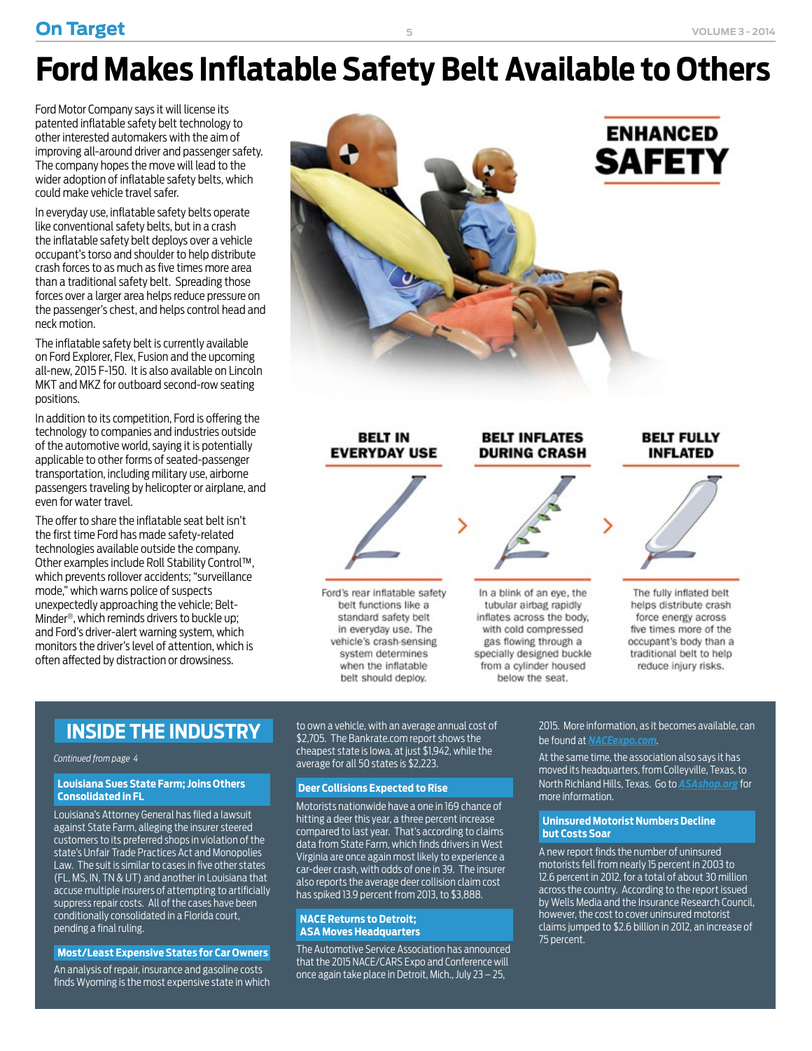# Ford Makes Inflatable Safety Belt Available to Others

Ford Motor Company says it will license its patented inflatable safety belt technology to other interested automakers with the aim of improving all-around driver and passenger safety. The company hopes the move will lead to the wider adoption of inflatable safety belts, which could make vehicle travel safer.

In everyday use, inflatable safety belts operate like conventional safety belts, but in a crash the inflatable safety belt deploys over a vehicle occupant's torso and shoulder to help distribute crash forces to as much as five times more area than a traditional safety belt. Spreading those forces over a larger area helps reduce pressure on the passenger's chest, and helps control head and neck motion.

The inflatable safety belt is currently available on Ford Explorer, Flex, Fusion and the upcoming all-new, 2015 F-150. It is also available on Lincoln MKT and MKZ for outboard second-row seating positions.

In addition to its competition, Ford is offering the technology to companies and industries outside of the automotive world, saying it is potentially applicable to other forms of seated-passenger transportation, including military use, airborne passengers traveling by helicopter or airplane, and even for water travel.

The offer to share the inflatable seat belt isn't the first time Ford has made safety-related technologies available outside the company. Other examples include Roll Stability Control™, which prevents rollover accidents; "surveillance mode," which warns police of suspects unexpectedly approaching the vehicle; Belt-Minder®, which reminds drivers to buckle up; and Ford's driver-alert warning system, which monitors the driver's level of attention, which is often affected by distraction or drowsiness.

ENHANCED SAFETY

**BELT IN EVERYDAY USE**

Ford's rear inflatable safety belt functions like a standard safety belt in everyday use. The vehicle's crash-sensing system determines when the inflatable belt should deploy.

**BELT INFLATES DURING CRASH**

In a blink of an eye, the tubular airbag rapidly inflates across the body, with cold compressed gas flowing through a specially designed buckle from a cylinder housed below the seat.

**BELT FULLY INFLATED**

The fully inflated belt helps distribute crash force energy across five times more of the occupant's body than a traditional belt to help reduce injury risks.

## INSIDE THE INDUSTRY

*Continued from page 4*

### Louisiana Sues State Farm; Joins Others Consolidated in FL

Louisiana's Attorney General has filed a lawsuit against State Farm, alleging the insurer steered customers to its preferred shops in violation of the state's Unfair Trade Practices Act and Monopolies Law. The suit is similar to cases in five other states (FL, MS, IN, TN & UT) and another in Louisiana that accuse multiple insurers of attempting to artificially suppress repair costs. All of the cases have been conditionally consolidated in a Florida court, pending a final ruling.

### Most/Least Expensive States for Car Owners

An analysis of repair, insurance and gasoline costs finds Wyoming is the most expensive state in which to own a vehicle, with an average annual cost of $2,705. The Bankrate.com report shows the cheapest state is Iowa, at just $1,942, while the average for all 50 states is $2,223.

### Deer Collisions Expected to Rise

Motorists nationwide have a one in 169 chance of hitting a deer this year, a three percent increase compared to last year. That's according to claims data from State Farm, which finds drivers in West Virginia are once again most likely to experience a car-deer crash, with odds of one in 39. The insurer also reports the average deer collision claim cost has spiked 13.9 percent from 2013, to $3,888.

### NACE Returns to Detroit; ASA Moves Headquarters

The Automotive Service Association has announced that the 2015 NACE/CARS Expo and Conference will once again take place in Detroit, Mich., July 23 – 25, 2015. More information, as it becomes available, can be found at *NACEexpo.com*.

At the same time, the association also says it has moved its headquarters, from Colleyville, Texas, to North Richland Hills, Texas. Go to *ASAshop.org* for more information.

### Uninsured Motorist Numbers Decline but Costs Soar

A new report finds the number of uninsured motorists fell from nearly 15 percent in 2003 to 12.6 percent in 2012, for a total of about 30 million across the country. According to the report issued by Wells Media and the Insurance Research Council, however, the cost to cover uninsured motorist claims jumped to $2.6 billion in 2012, an increase of 75 percent.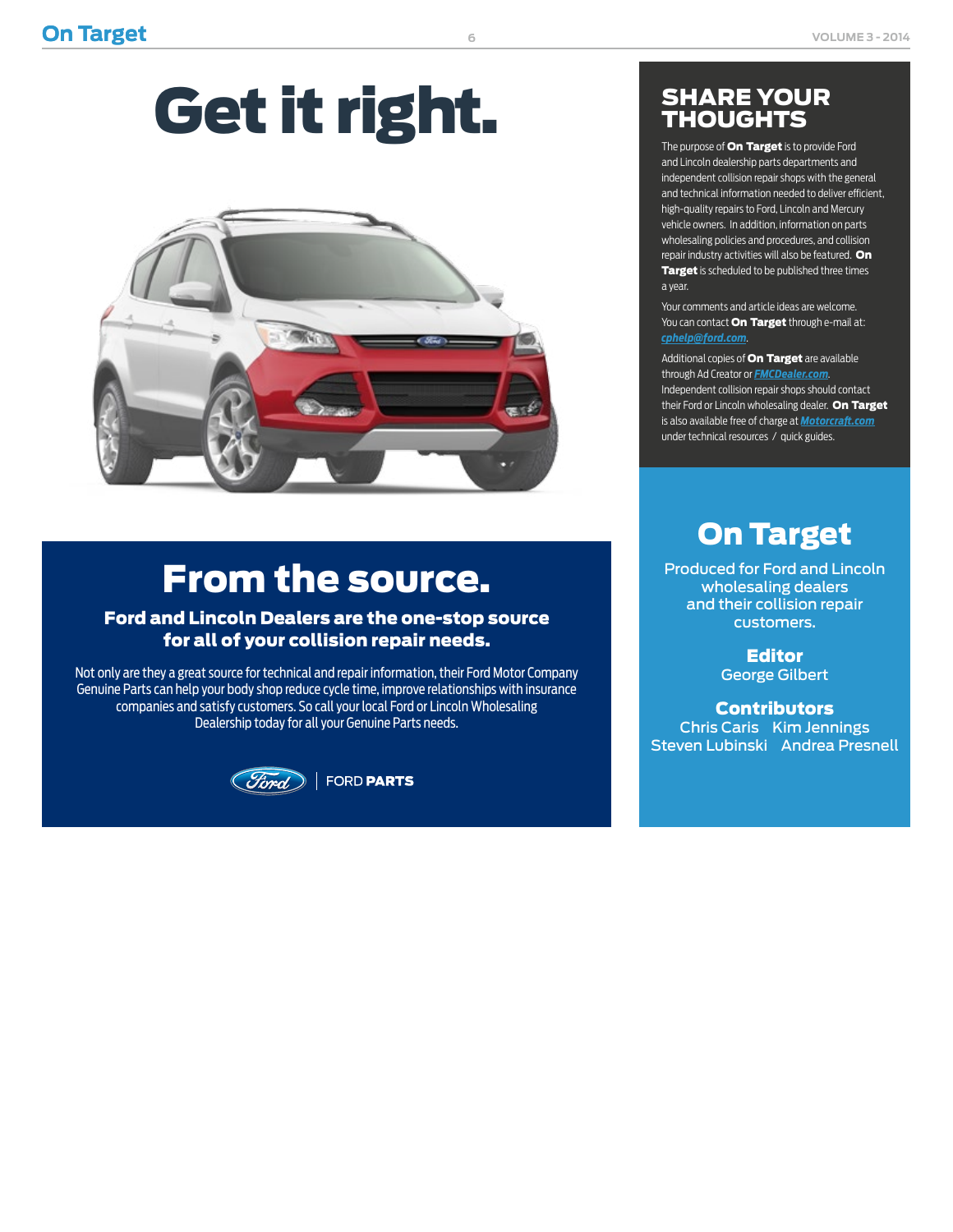# Get it right.

## From the source.

### Ford and Lincoln Dealers are the one-stop source for all of your collision repair needs.

Not only are they a great source for technical and repair information, their Ford Motor Company Genuine Parts can help your body shop reduce cycle time, improve relationships with insurance companies and satisfy customers. So call your local Ford or Lincoln Wholesaling Dealership today for all your Genuine Parts needs.

FORD **PARTS**

## SHARE YOUR THOUGHTS

The purpose of **On Target** is to provide Ford and Lincoln dealership parts departments and independent collision repair shops with the general and technical information needed to deliver efficient, high-quality repairs to Ford, Lincoln and Mercury vehicle owners. In addition, information on parts wholesaling policies and procedures, and collision repair industry activities will also be featured. **On Target** is scheduled to be published three times a year.

Your comments and article ideas are welcome. You can contact **On Target** through e-mail at: *cphelp@ford.com*.

Additional copies of **On Target** are available through Ad Creator or *FMCDealer.com*. Independent collision repair shops should contact their Ford or Lincoln wholesaling dealer. **On Target** is also available free of charge at *Motorcraft.com* under technical resources / quick guides.

## On Target

Produced for Ford and Lincoln wholesaling dealers and their collision repair customers.

**Editor**
George Gilbert

**Contributors**
Chris Caris  Kim Jennings
Steven Lubinski  Andrea Presnell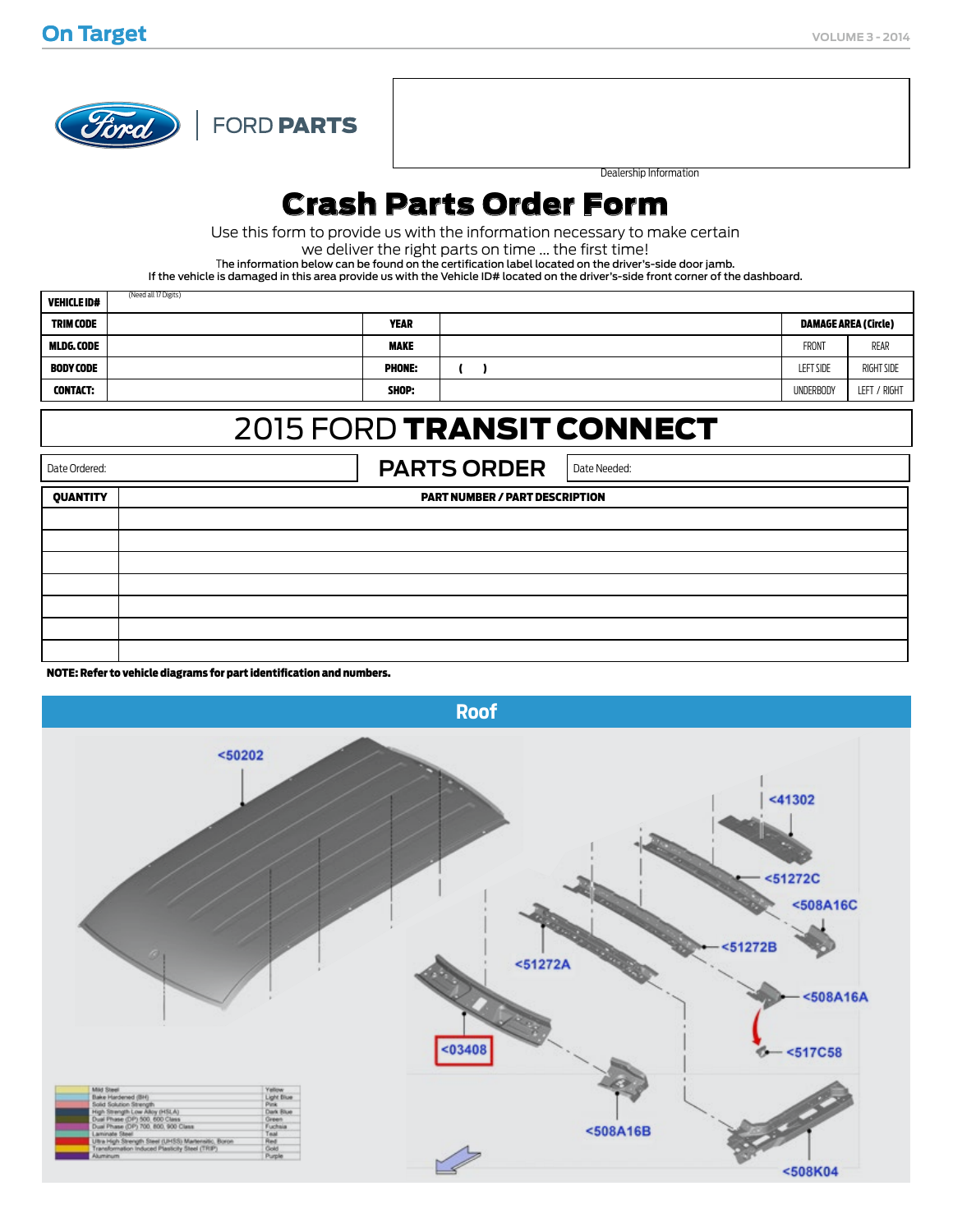FORD PARTS

Dealership Information

# Crash Parts Order Form

Use this form to provide us with the information necessary to make certain we deliver the right parts on time ... the first time!

The information below can be found on the certification label located on the driver's-side door jamb.
If the vehicle is damaged in this area provide us with the Vehicle ID# located on the driver's-side front corner of the dashboard.

| | | | | | |
|---|---|---|---|---|---|
| **VEHICLE ID#** | (Need all 17 Digits) | | | | |
| **TRIM CODE** | | **YEAR** | | **DAMAGE AREA (Circle)** | |
| **MLDG. CODE** | | **MAKE** | | FRONT | REAR |
| **BODY CODE** | | **PHONE:** | ( ) | LEFT SIDE | RIGHT SIDE |
| **CONTACT:** | | **SHOP:** | | UNDERBODY | LEFT / RIGHT |

## 2015 FORD **TRANSIT CONNECT**

Date Ordered: **PARTS ORDER** Date Needed:

| QUANTITY | PART NUMBER / PART DESCRIPTION |
|---|---|
| | |
| | |
| | |
| | |
| | |
| | |
| | |

**NOTE: Refer to vehicle diagrams for part identification and numbers.**

## Roof

<50202
<41302
<51272C
<508A16C
<51272B
<51272A
<508A16A
<03408
<517C58
<508A16B
<508K04

| | | |
|---|---|---|
| | Mild Steel | Yellow |
| | Bake Hardened (BH) | Light Blue |
| | Solid Solution Strength | Pink |
| | High Strength Low Alloy (HSLA) | Dark Blue |
| | Dual Phase (DP) 500, 600 Class | Green |
| | Dual Phase (DP) 700, 800, 900 Class | Fuchsia |
| | Laminate Steel | Teal |
| | Ultra High Strength Steel (UHSS) Martensitic, Boron | Red |
| | Transformation Induced Plasticity Steel (TRIP) | Gold |
| | Aluminum | Purple |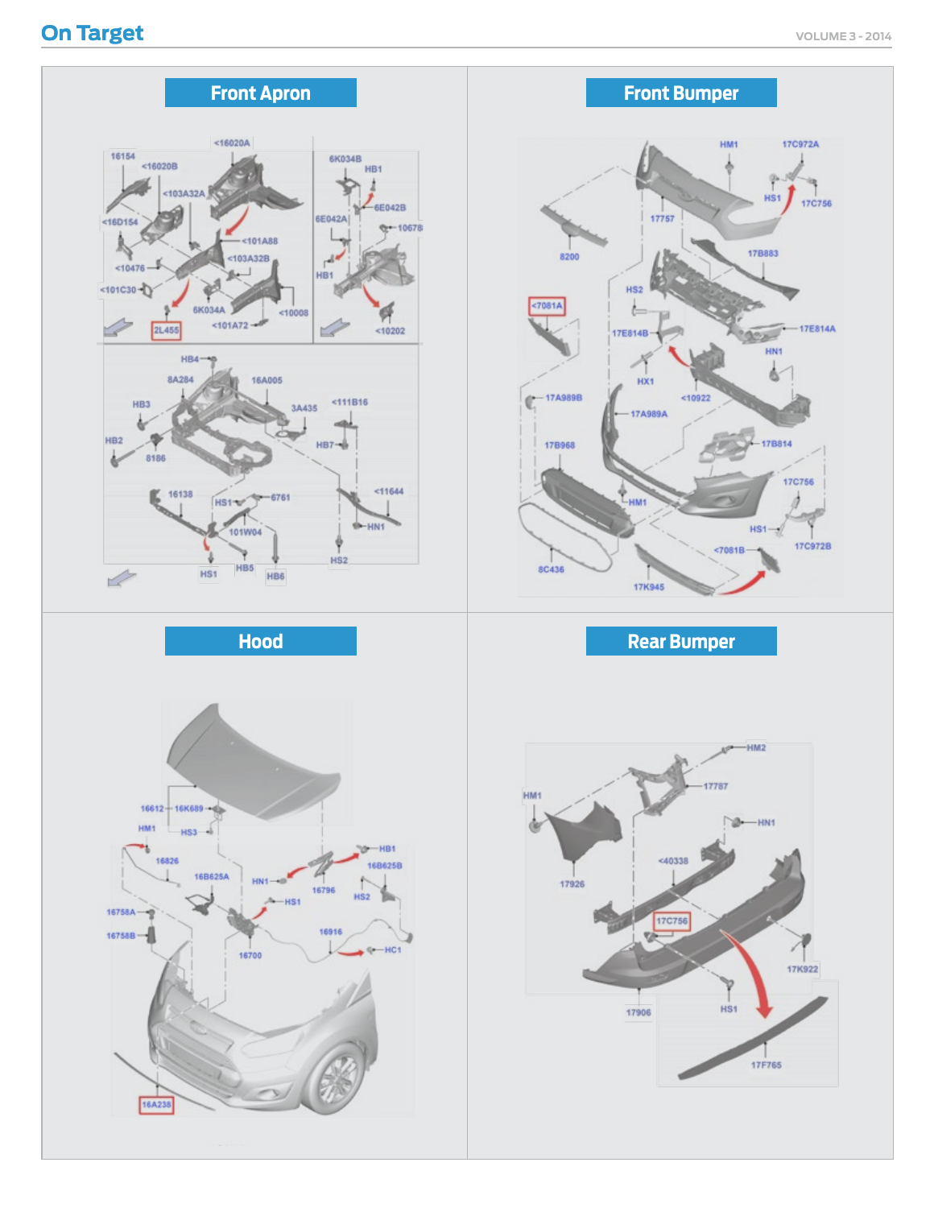## Front Apron

16154
<16020A
<16020B
<103A32A
<16D154
<101A88
<103A32B
<10476
<101C30
6K034A
<10008
<101A72
2L455
6K034B
HB1
6E042B
6E042A
10678
HB1
<10202
HB4
8A284
16A005
HB3
3A435
<111B16
HB2
HB7
8186
16138
HS1
6761
<11644
101W04
HN1
HS1
HB5
HB6
HS2

## Front Bumper

HM1
17C972A
HS1
17C756
17757
8200
17B883
HS2
<7081A
17E814B
17E814A
HN1
HX1
<10922
17A989B
17A989A
17B968
17B814
17C756
HM1
HS1
17C972B
<7081B
8C436
17K945

## Hood

16612
16K689
HM1
HS3
HB1
16826
16B625B
16B625A
HN1
16796
HS1
HS2
16758A
16916
16758B
HC1
16700
16A238

## Rear Bumper

HM2
HM1
17787
HN1
<40338
17926
17C756
17K922
17906
HS1
17F765